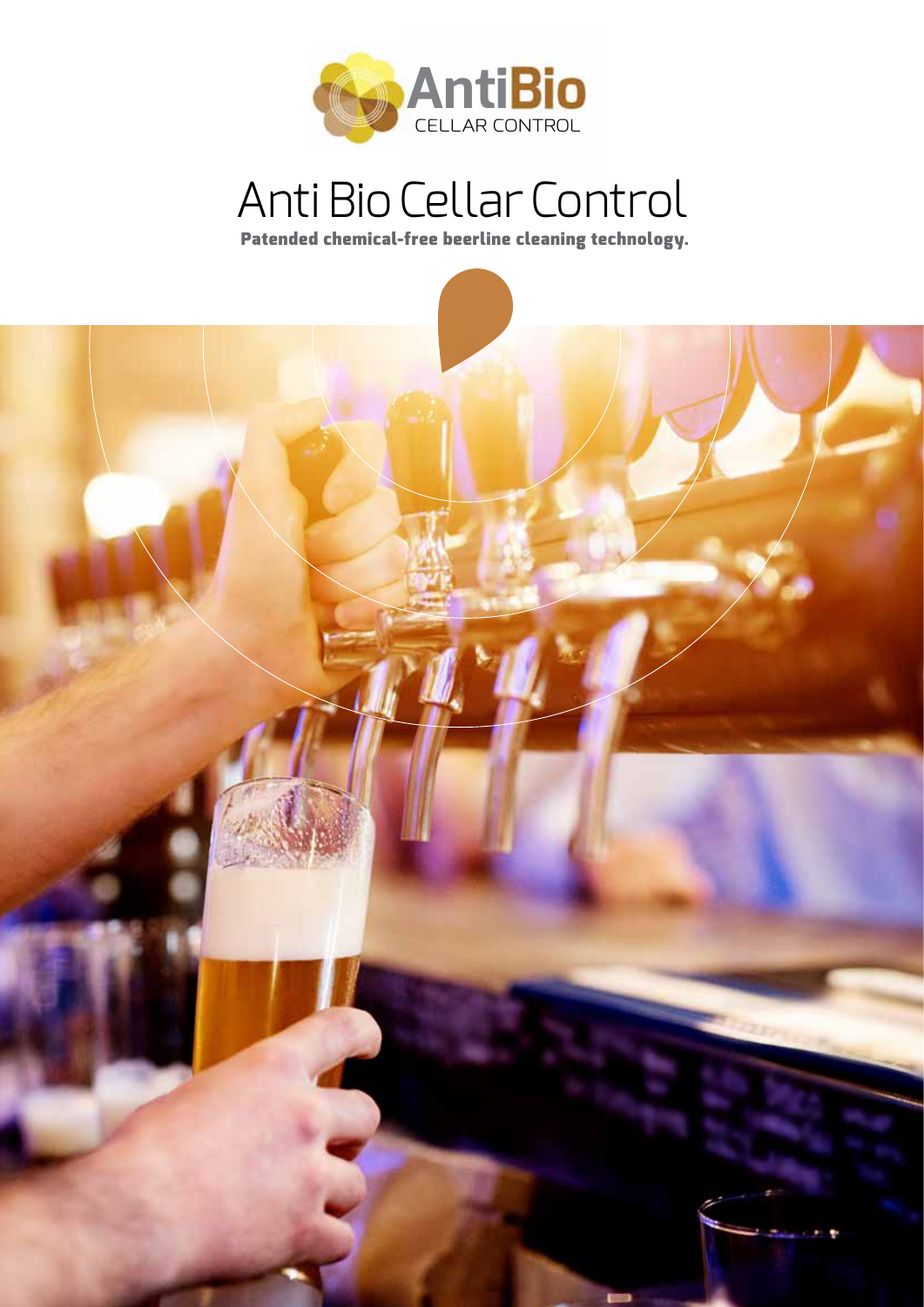# Anti Bio Cellar Control

**Patended chemical-free beerline cleaning technology.**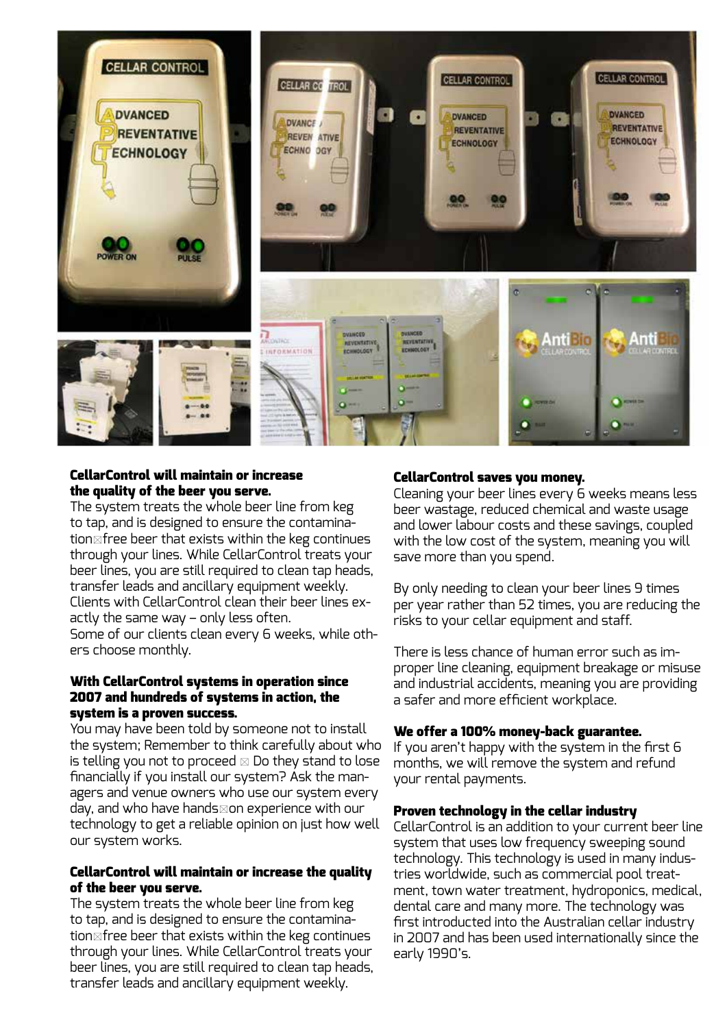**CellarControl will maintain or increase the quality of the beer you serve.**

The system treats the whole beer line from keg to tap, and is designed to ensure the contamination⊠free beer that exists within the keg continues through your lines. While CellarControl treats your beer lines, you are still required to clean tap heads, transfer leads and ancillary equipment weekly. Clients with CellarControl clean their beer lines exactly the same way – only less often.

Some of our clients clean every 6 weeks, while others choose monthly.

**With CellarControl systems in operation since 2007 and hundreds of systems in action, the system is a proven success.**

You may have been told by someone not to install the system; Remember to think carefully about who is telling you not to proceed ⊠ Do they stand to lose financially if you install our system? Ask the managers and venue owners who use our system every day, and who have hands⊠on experience with our technology to get a reliable opinion on just how well our system works.

**CellarControl will maintain or increase the quality of the beer you serve.**

The system treats the whole beer line from keg to tap, and is designed to ensure the contamination⊠free beer that exists within the keg continues through your lines. While CellarControl treats your beer lines, you are still required to clean tap heads, transfer leads and ancillary equipment weekly.

**CellarControl saves you money.**

Cleaning your beer lines every 6 weeks means less beer wastage, reduced chemical and waste usage and lower labour costs and these savings, coupled with the low cost of the system, meaning you will save more than you spend.

By only needing to clean your beer lines 9 times per year rather than 52 times, you are reducing the risks to your cellar equipment and staff.

There is less chance of human error such as improper line cleaning, equipment breakage or misuse and industrial accidents, meaning you are providing a safer and more efficient workplace.

**We offer a 100% money-back guarantee.**

If you aren't happy with the system in the first 6 months, we will remove the system and refund your rental payments.

**Proven technology in the cellar industry**

CellarControl is an addition to your current beer line system that uses low frequency sweeping sound technology. This technology is used in many industries worldwide, such as commercial pool treatment, town water treatment, hydroponics, medical, dental care and many more. The technology was first introducted into the Australian cellar industry in 2007 and has been used internationally since the early 1990's.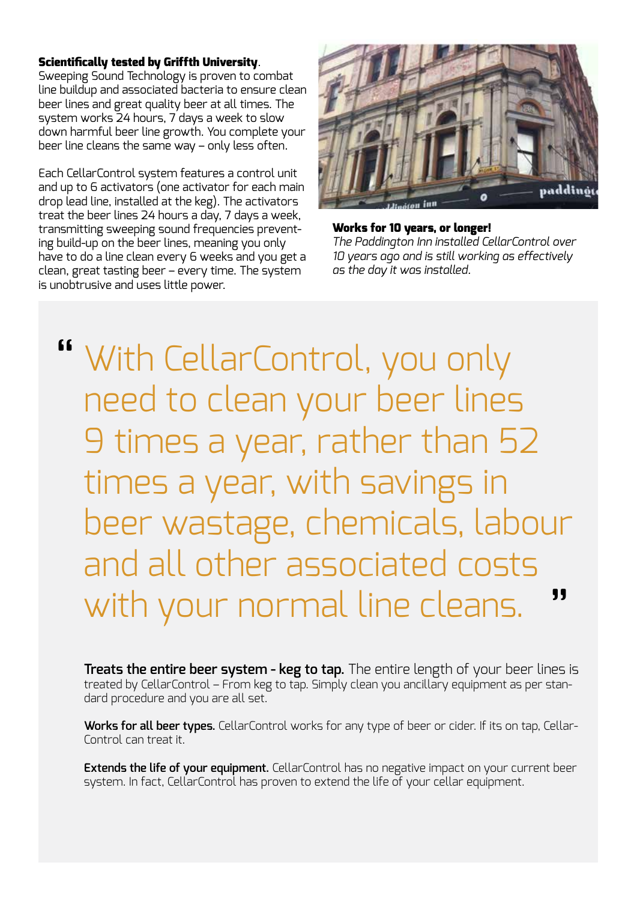**Scientifically tested by Griffth University**. Sweeping Sound Technology is proven to combat line buildup and associated bacteria to ensure clean beer lines and great quality beer at all times. The system works 24 hours, 7 days a week to slow down harmful beer line growth. You complete your beer line cleans the same way – only less often.

Each CellarControl system features a control unit and up to 6 activators (one activator for each main drop lead line, installed at the keg). The activators treat the beer lines 24 hours a day, 7 days a week, transmitting sweeping sound frequencies preventing build-up on the beer lines, meaning you only have to do a line clean every 6 weeks and you get a clean, great tasting beer – every time. The system is unobtrusive and uses little power.

**Works for 10 years, or longer!**
*The Paddington Inn installed CellarControl over 10 years ago and is still working as effectively as the day it was installed.*

> “With CellarControl, you only need to clean your beer lines 9 times a year, rather than 52 times a year, with savings in beer wastage, chemicals, labour and all other associated costs with your normal line cleans.”

**Treats the entire beer system - keg to tap.** The entire length of your beer lines is treated by CellarControl – From keg to tap. Simply clean you ancillary equipment as per standard procedure and you are all set.

**Works for all beer types.** CellarControl works for any type of beer or cider. If its on tap, CellarControl can treat it.

**Extends the life of your equipment.** CellarControl has no negative impact on your current beer system. In fact, CellarControl has proven to extend the life of your cellar equipment.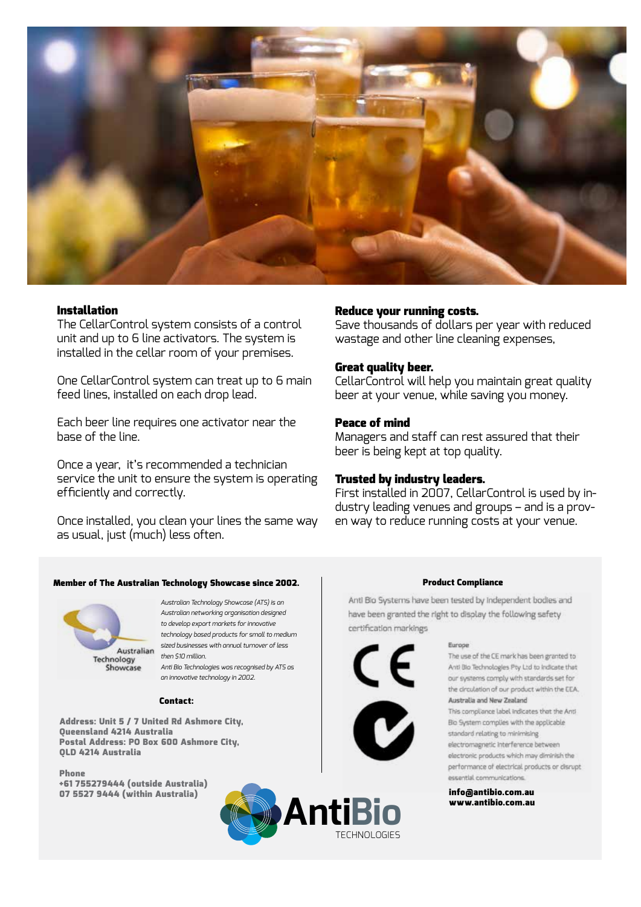### Installation

The CellarControl system consists of a control unit and up to 6 line activators. The system is installed in the cellar room of your premises.

One CellarControl system can treat up to 6 main feed lines, installed on each drop lead.

Each beer line requires one activator near the base of the line.

Once a year, it's recommended a technician service the unit to ensure the system is operating efficiently and correctly.

Once installed, you clean your lines the same way as usual, just (much) less often.

### Reduce your running costs.

Save thousands of dollars per year with reduced wastage and other line cleaning expenses,

### Great quality beer.

CellarControl will help you maintain great quality beer at your venue, while saving you money.

### Peace of mind

Managers and staff can rest assured that their beer is being kept at top quality.

### Trusted by industry leaders.

First installed in 2007, CellarControl is used by industry leading venues and groups – and is a proven way to reduce running costs at your venue.

**Member of The Australian Technology Showcase since 2002.**

Australian Technology Showcase

*Australian Technology Showcase (ATS) is an Australian networking organisation designed to develop export markets for innovative technology based products for small to medium sized businesses with annual turnover of less then $10 million.*

*Anti Bio Technologies was recognised by ATS as an innovative technology in 2002.*

**Contact:**

**Address: Unit 5 / 7 United Rd Ashmore City, Queensland 4214 Australia**
**Postal Address: PO Box 600 Ashmore City, QLD 4214 Australia**

**Phone**
**+61 755279444 (outside Australia)**
**07 5527 9444 (within Australia)**

**Product Compliance**

Anti Bio Systems have been tested by independent bodies and have been granted the right to display the following safety certification markings

Europe

The use of the CE mark has been granted to Anti Bio Technologies Pty Ltd to indicate that our systems comply with standards set for the circulation of our product within the EEA.

Australia and New Zealand

This compliance label indicates that the Anti Bio System complies with the applicable standard relating to minimising electromagnetic interference between electronic products which may diminish the performance of electrical products or disrupt essential communications.

**info@antibio.com.au**
**www.antibio.com.au**

AntiBio TECHNOLOGIES